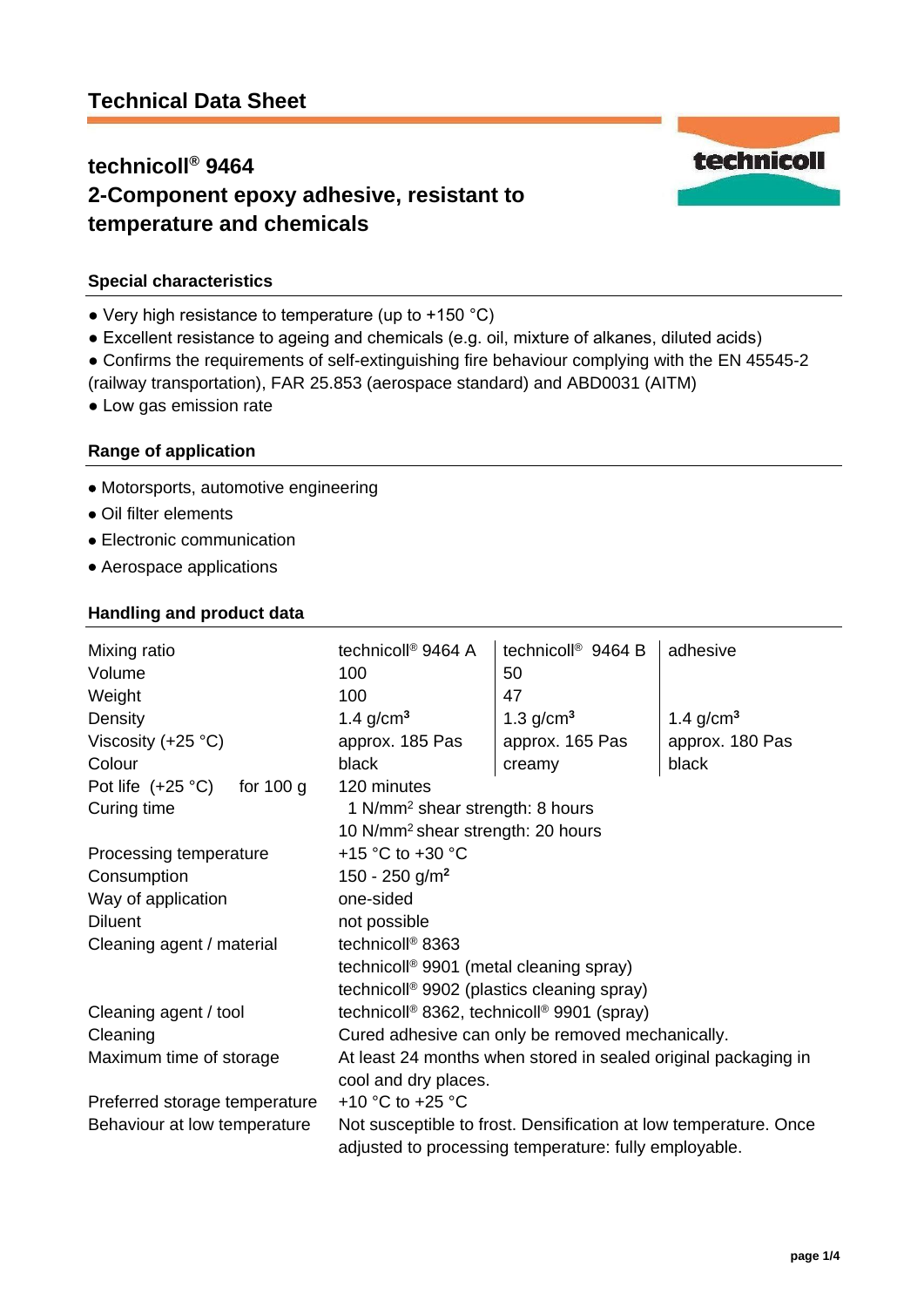# Technical Data Sheet

## technicoll® 9464
## 2-Component epoxy adhesive, resistant to temperature and chemicals

### Special characteristics

- Very high resistance to temperature (up to +150 °C)
- Excellent resistance to ageing and chemicals (e.g. oil, mixture of alkanes, diluted acids)
- Confirms the requirements of self-extinguishing fire behaviour complying with the EN 45545-2 (railway transportation), FAR 25.853 (aerospace standard) and ABD0031 (AITM)
- Low gas emission rate

### Range of application

- Motorsports, automotive engineering
- Oil filter elements
- Electronic communication
- Aerospace applications

### Handling and product data

| Mixing ratio | technicoll® 9464 A | technicoll® 9464 B | adhesive |
|---|---|---|---|
| Volume | 100 | 50 | |
| Weight | 100 | 47 | |
| Density | 1.4 g/cm³ | 1.3 g/cm³ | 1.4 g/cm³ |
| Viscosity (+25 °C) | approx. 185 Pas | approx. 165 Pas | approx. 180 Pas |
| Colour | black | creamy | black |
| Pot life (+25 °C) for 100 g | 120 minutes | | |
| Curing time | 1 N/mm² shear strength: 8 hours<br>10 N/mm² shear strength: 20 hours | | |
| Processing temperature | +15 °C to +30 °C | | |
| Consumption | 150 - 250 g/m² | | |
| Way of application | one-sided | | |
| Diluent | not possible | | |
| Cleaning agent / material | technicoll® 8363<br>technicoll® 9901 (metal cleaning spray)<br>technicoll® 9902 (plastics cleaning spray) | | |
| Cleaning agent / tool | technicoll® 8362, technicoll® 9901 (spray) | | |
| Cleaning | Cured adhesive can only be removed mechanically. | | |
| Maximum time of storage | At least 24 months when stored in sealed original packaging in cool and dry places. | | |
| Preferred storage temperature | +10 °C to +25 °C | | |
| Behaviour at low temperature | Not susceptible to frost. Densification at low temperature. Once adjusted to processing temperature: fully employable. | | |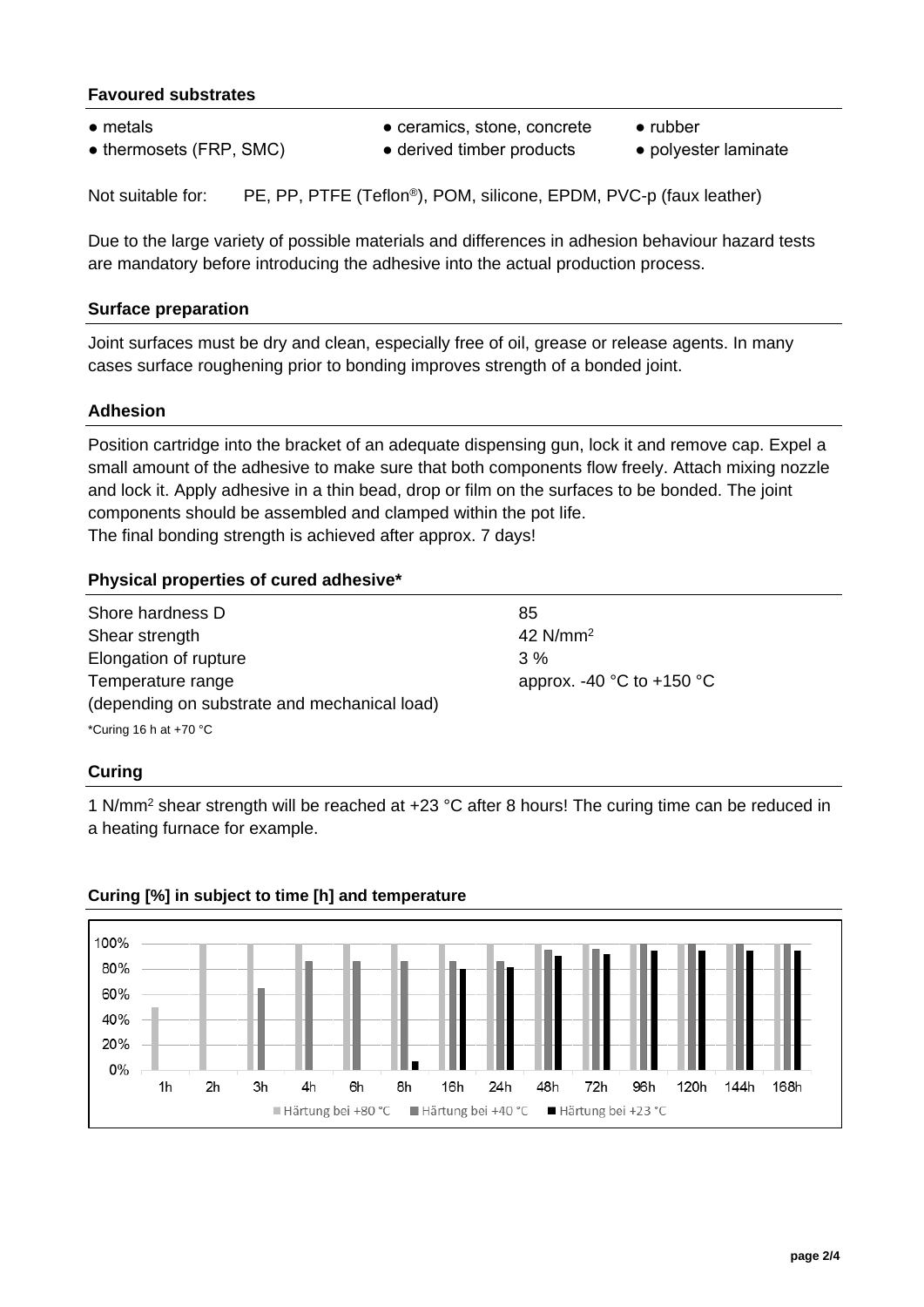### Favoured substrates

- metals
- ceramics, stone, concrete
- rubber
- thermosets (FRP, SMC)
- derived timber products
- polyester laminate

Not suitable for: PE, PP, PTFE (Teflon®), POM, silicone, EPDM, PVC-p (faux leather)

Due to the large variety of possible materials and differences in adhesion behaviour hazard tests are mandatory before introducing the adhesive into the actual production process.

### Surface preparation

Joint surfaces must be dry and clean, especially free of oil, grease or release agents. In many cases surface roughening prior to bonding improves strength of a bonded joint.

### Adhesion

Position cartridge into the bracket of an adequate dispensing gun, lock it and remove cap. Expel a small amount of the adhesive to make sure that both components flow freely. Attach mixing nozzle and lock it. Apply adhesive in a thin bead, drop or film on the surfaces to be bonded. The joint components should be assembled and clamped within the pot life.
The final bonding strength is achieved after approx. 7 days!

### Physical properties of cured adhesive*

| | |
|---|---|
| Shore hardness D | 85 |
| Shear strength | 42 N/mm² |
| Elongation of rupture | 3 % |
| Temperature range (depending on substrate and mechanical load) | approx. -40 °C to +150 °C |

*Curing 16 h at +70 °C

### Curing

1 N/mm² shear strength will be reached at +23 °C after 8 hours! The curing time can be reduced in a heating furnace for example.

### Curing [%] in subject to time [h] and temperature

| Time | Härtung bei +80 °C | Härtung bei +40 °C | Härtung bei +23 °C |
|---|---|---|---|
| 1h | 50% | | |
| 2h | 100% | | |
| 3h | 100% | 65% | |
| 4h | 100% | 87% | |
| 6h | 100% | 87% | |
| 8h | 100% | 87% | 7% |
| 16h | 100% | 87% | 80% |
| 24h | 100% | 87% | 82% |
| 48h | 100% | 96% | 91% |
| 72h | 100% | 97% | 92% |
| 96h | 100% | 100% | 95% |
| 120h | 100% | 100% | 95% |
| 144h | 100% | 100% | 95% |
| 168h | 100% | 100% | 95% |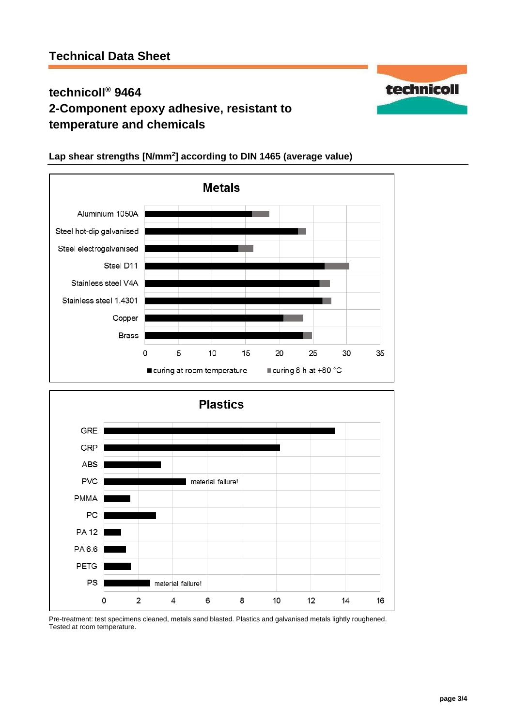# Technical Data Sheet

## technicoll® 9464
## 2-Component epoxy adhesive, resistant to temperature and chemicals

### Lap shear strengths [N/mm²] according to DIN 1465 (average value)

**Metals**

Aluminium 1050A
Steel hot-dip galvanised
Steel electrogalvanised
Steel D11
Stainless steel V4A
Stainless steel 1.4301
Copper
Brass

0 5 10 15 20 25 30 35

■ curing at room temperature ■ curing 8 h at +80 °C

**Plastics**

GRE
GRP
ABS
PVC — material failure!
PMMA
PC
PA 12
PA 6.6
PETG
PS — material failure!

0 2 4 6 8 10 12 14 16

Pre-treatment: test specimens cleaned, metals sand blasted. Plastics and galvanised metals lightly roughened. Tested at room temperature.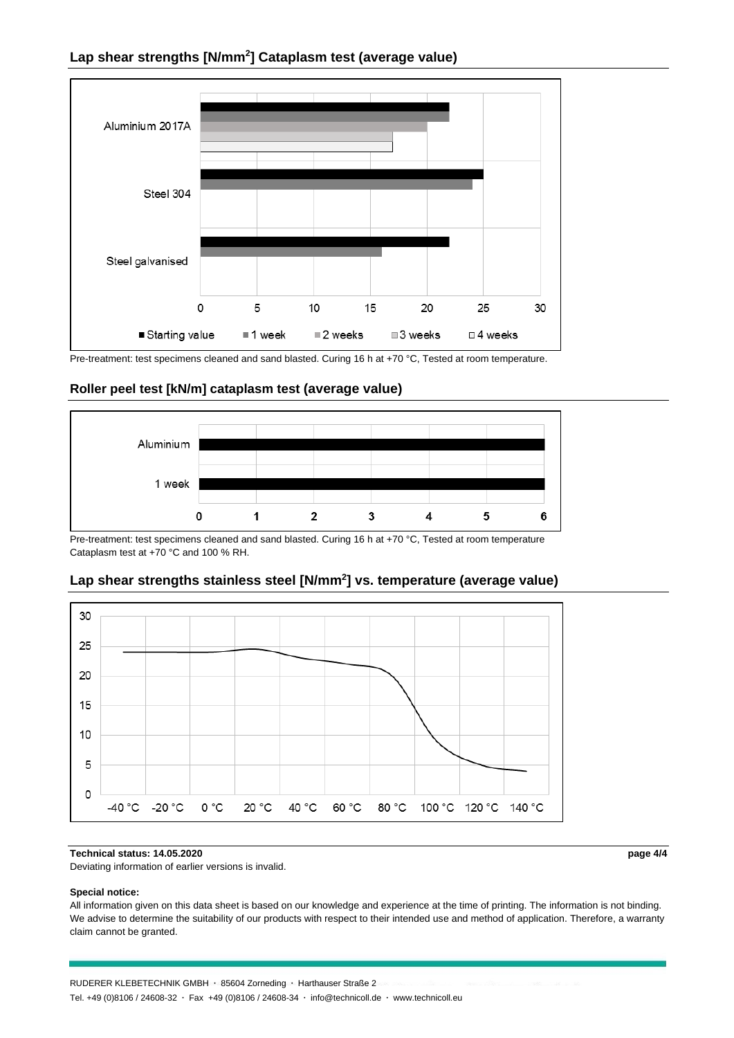## Lap shear strengths [N/mm²] Cataplasm test (average value)

Aluminium 2017A

Steel 304

Steel galvanised

0 5 10 15 20 25 30

■ Starting value ■ 1 week ■ 2 weeks ■ 3 weeks □ 4 weeks

Pre-treatment: test specimens cleaned and sand blasted. Curing 16 h at +70 °C, Tested at room temperature.

## Roller peel test [kN/m] cataplasm test (average value)

Aluminium

1 week

0 1 2 3 4 5 6

Pre-treatment: test specimens cleaned and sand blasted. Curing 16 h at +70 °C, Tested at room temperature
Cataplasm test at +70 °C and 100 % RH.

## Lap shear strengths stainless steel [N/mm²] vs. temperature (average value)

30 25 20 15 10 5 0

-40 °C -20 °C 0 °C 20 °C 40 °C 60 °C 80 °C 100 °C 120 °C 140 °C

**Technical status: 14.05.2020**

Deviating information of earlier versions is invalid.

**Special notice:**

All information given on this data sheet is based on our knowledge and experience at the time of printing. The information is not binding. We advise to determine the suitability of our products with respect to their intended use and method of application. Therefore, a warranty claim cannot be granted.

RUDERER KLEBETECHNIK GMBH · 85604 Zorneding · Harthauser Straße 2

Tel. +49 (0)8106 / 24608-32 · Fax +49 (0)8106 / 24608-34 · info@technicoll.de · www.technicoll.eu